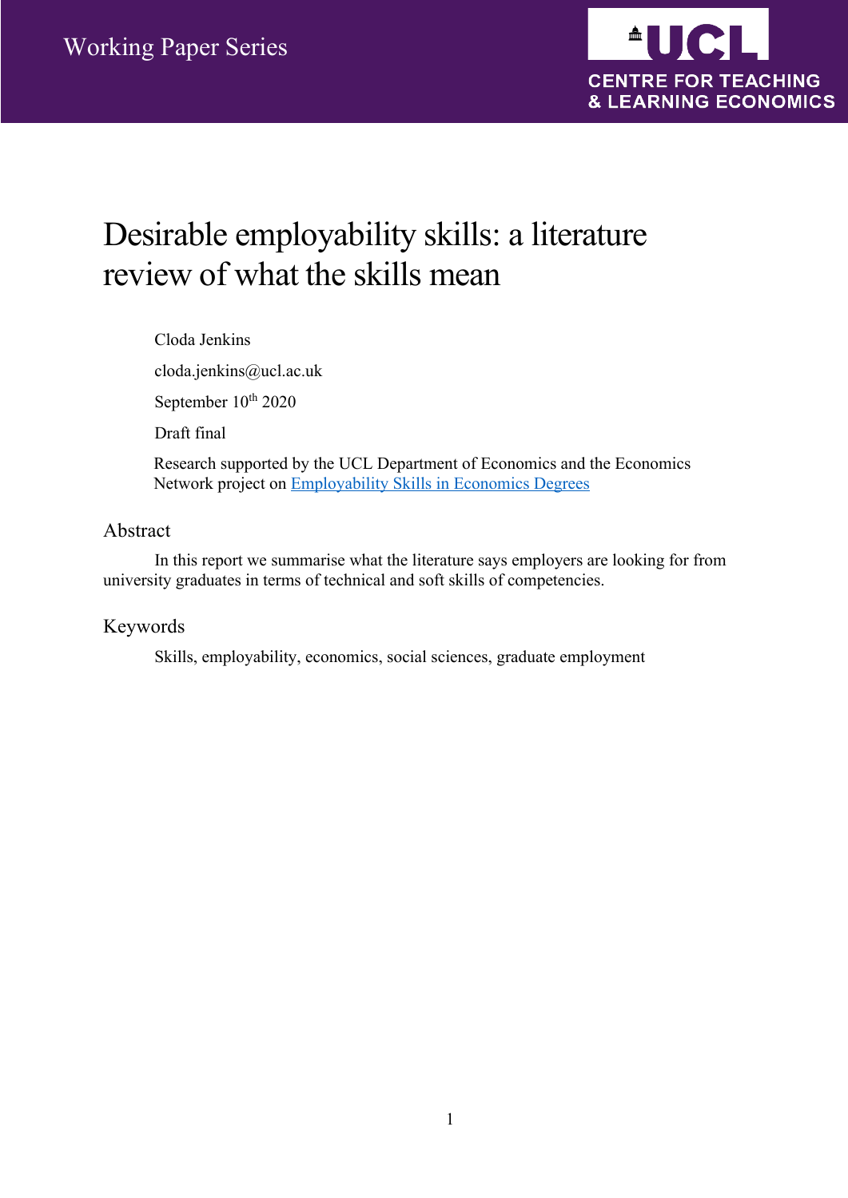Working Paper Series

UCL CENTRE FOR TEACHING & LEARNING ECONOMICS

# Desirable employability skills: a literature review of what the skills mean

Cloda Jenkins

cloda.jenkins@ucl.ac.uk

September 10th 2020

Draft final

Research supported by the UCL Department of Economics and the Economics Network project on Employability Skills in Economics Degrees

## Abstract

In this report we summarise what the literature says employers are looking for from university graduates in terms of technical and soft skills of competencies.

## Keywords

Skills, employability, economics, social sciences, graduate employment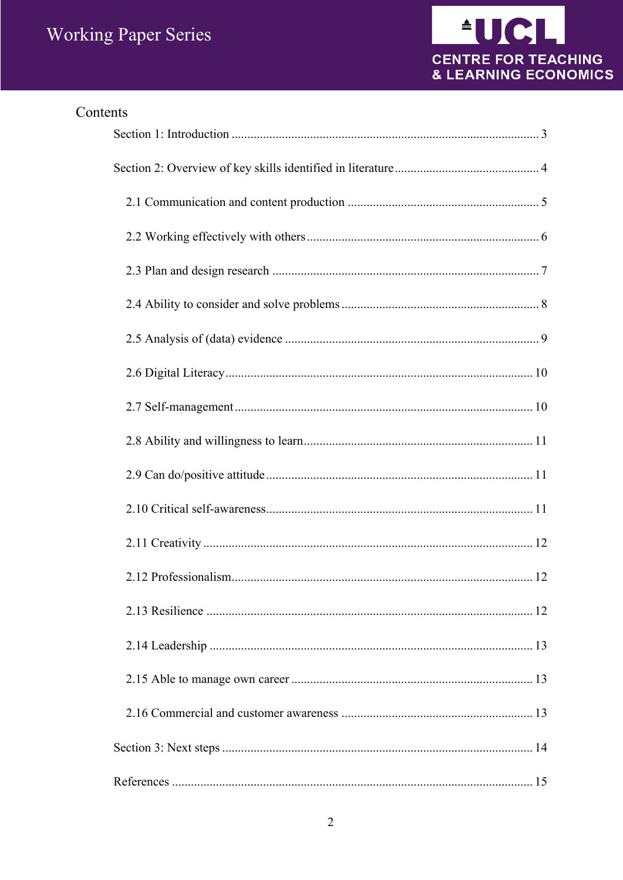# Contents

- Section 1: Introduction ... 3
- Section 2: Overview of key skills identified in literature ... 4
  - 2.1 Communication and content production ... 5
  - 2.2 Working effectively with others ... 6
  - 2.3 Plan and design research ... 7
  - 2.4 Ability to consider and solve problems ... 8
  - 2.5 Analysis of (data) evidence ... 9
  - 2.6 Digital Literacy ... 10
  - 2.7 Self-management ... 10
  - 2.8 Ability and willingness to learn ... 11
  - 2.9 Can do/positive attitude ... 11
  - 2.10 Critical self-awareness ... 11
  - 2.11 Creativity ... 12
  - 2.12 Professionalism ... 12
  - 2.13 Resilience ... 12
  - 2.14 Leadership ... 13
  - 2.15 Able to manage own career ... 13
  - 2.16 Commercial and customer awareness ... 13
- Section 3: Next steps ... 14
- References ... 15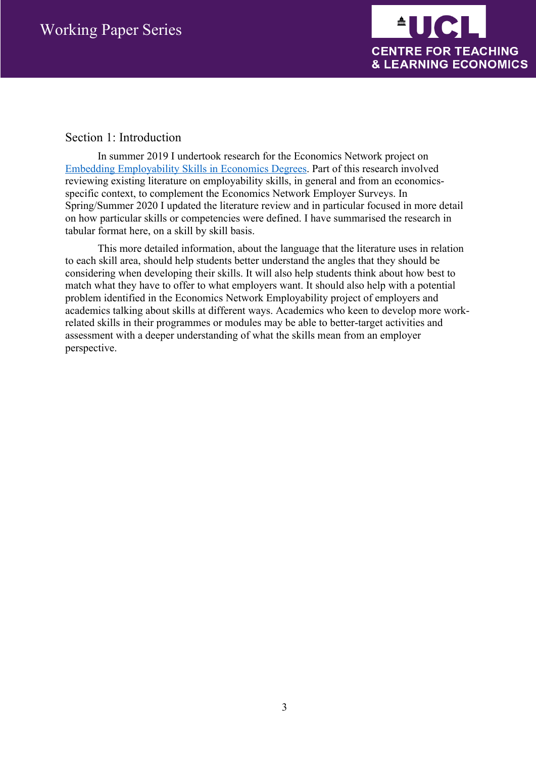## Section 1: Introduction

In summer 2019 I undertook research for the Economics Network project on [Embedding Employability Skills in Economics Degrees](). Part of this research involved reviewing existing literature on employability skills, in general and from an economics-specific context, to complement the Economics Network Employer Surveys. In Spring/Summer 2020 I updated the literature review and in particular focused in more detail on how particular skills or competencies were defined. I have summarised the research in tabular format here, on a skill by skill basis.

This more detailed information, about the language that the literature uses in relation to each skill area, should help students better understand the angles that they should be considering when developing their skills. It will also help students think about how best to match what they have to offer to what employers want. It should also help with a potential problem identified in the Economics Network Employability project of employers and academics talking about skills at different ways. Academics who keen to develop more work-related skills in their programmes or modules may be able to better-target activities and assessment with a deeper understanding of what the skills mean from an employer perspective.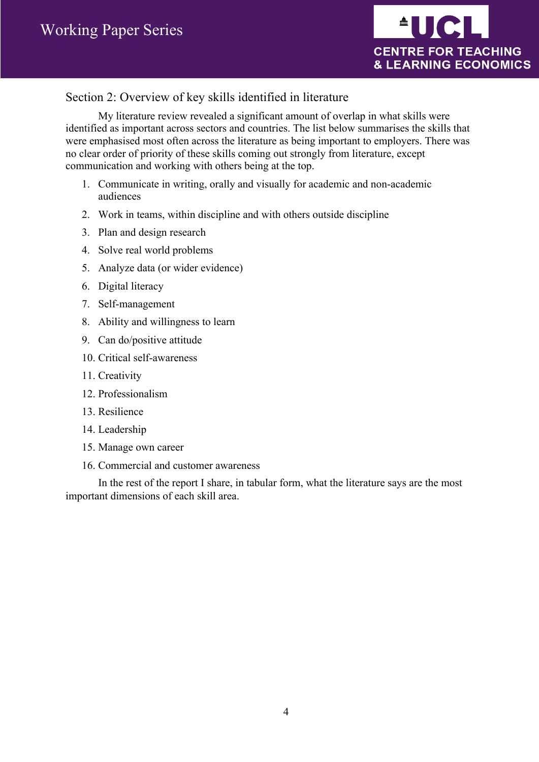## Section 2: Overview of key skills identified in literature

My literature review revealed a significant amount of overlap in what skills were identified as important across sectors and countries. The list below summarises the skills that were emphasised most often across the literature as being important to employers. There was no clear order of priority of these skills coming out strongly from literature, except communication and working with others being at the top.

1. Communicate in writing, orally and visually for academic and non-academic audiences
2. Work in teams, within discipline and with others outside discipline
3. Plan and design research
4. Solve real world problems
5. Analyze data (or wider evidence)
6. Digital literacy
7. Self-management
8. Ability and willingness to learn
9. Can do/positive attitude
10. Critical self-awareness
11. Creativity
12. Professionalism
13. Resilience
14. Leadership
15. Manage own career
16. Commercial and customer awareness

In the rest of the report I share, in tabular form, what the literature says are the most important dimensions of each skill area.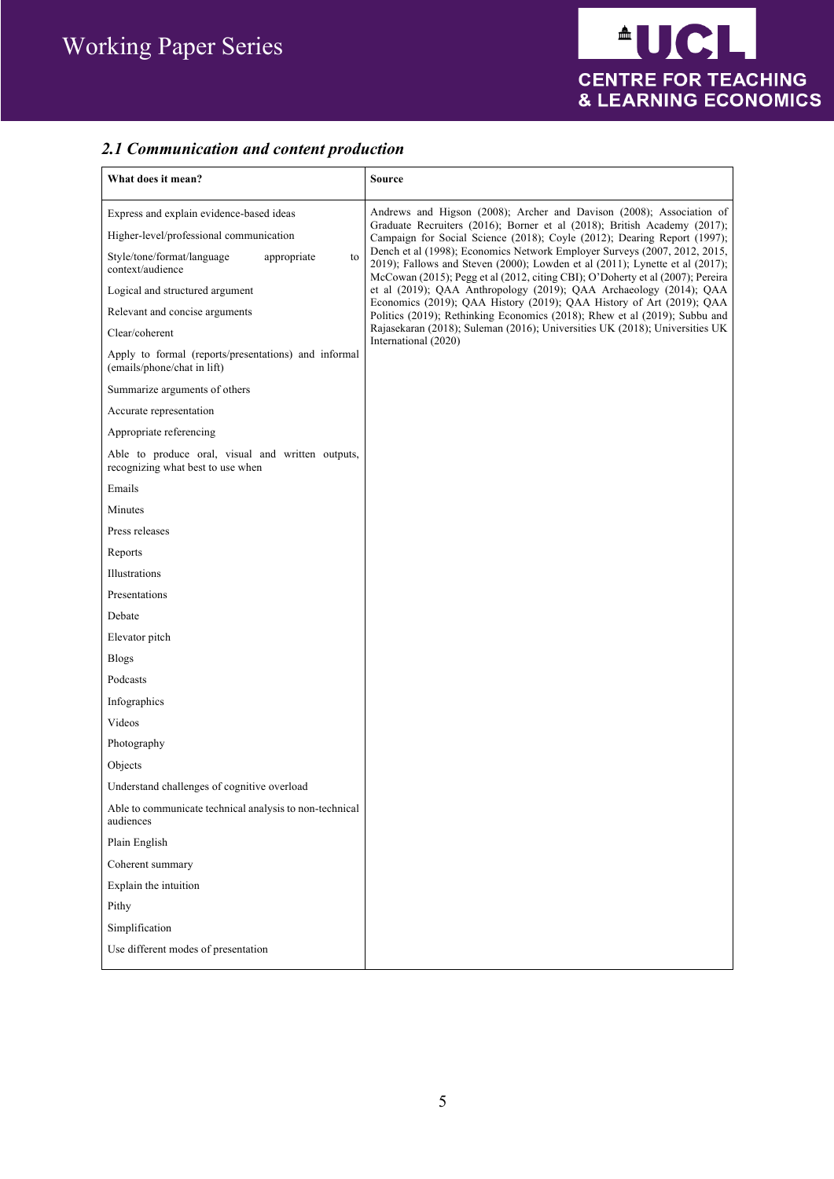### *2.1 Communication and content production*

| What does it mean? | Source |
|---|---|
| Express and explain evidence-based ideas<br>Higher-level/professional communication<br>Style/tone/format/language appropriate to context/audience<br>Logical and structured argument<br>Relevant and concise arguments<br>Clear/coherent<br>Apply to formal (reports/presentations) and informal (emails/phone/chat in lift)<br>Summarize arguments of others<br>Accurate representation<br>Appropriate referencing<br>Able to produce oral, visual and written outputs, recognizing what best to use when<br>Emails<br>Minutes<br>Press releases<br>Reports<br>Illustrations<br>Presentations<br>Debate<br>Elevator pitch<br>Blogs<br>Podcasts<br>Infographics<br>Videos<br>Photography<br>Objects<br>Understand challenges of cognitive overload<br>Able to communicate technical analysis to non-technical audiences<br>Plain English<br>Coherent summary<br>Explain the intuition<br>Pithy<br>Simplification<br>Use different modes of presentation | Andrews and Higson (2008); Archer and Davison (2008); Association of Graduate Recruiters (2016); Borner et al (2018); British Academy (2017); Campaign for Social Science (2018); Coyle (2012); Dearing Report (1997); Dench et al (1998); Economics Network Employer Surveys (2007, 2012, 2015, 2019); Fallows and Steven (2000); Lowden et al (2011); Lynette et al (2017); McCowan (2015); Pegg et al (2012, citing CBI); O'Doherty et al (2007); Pereira et al (2019); QAA Anthropology (2019); QAA Archaeology (2014); QAA Economics (2019); QAA History (2019); QAA History of Art (2019); QAA Politics (2019); Rethinking Economics (2018); Rhew et al (2019); Subbu and Rajasekaran (2018); Suleman (2016); Universities UK (2018); Universities UK International (2020) |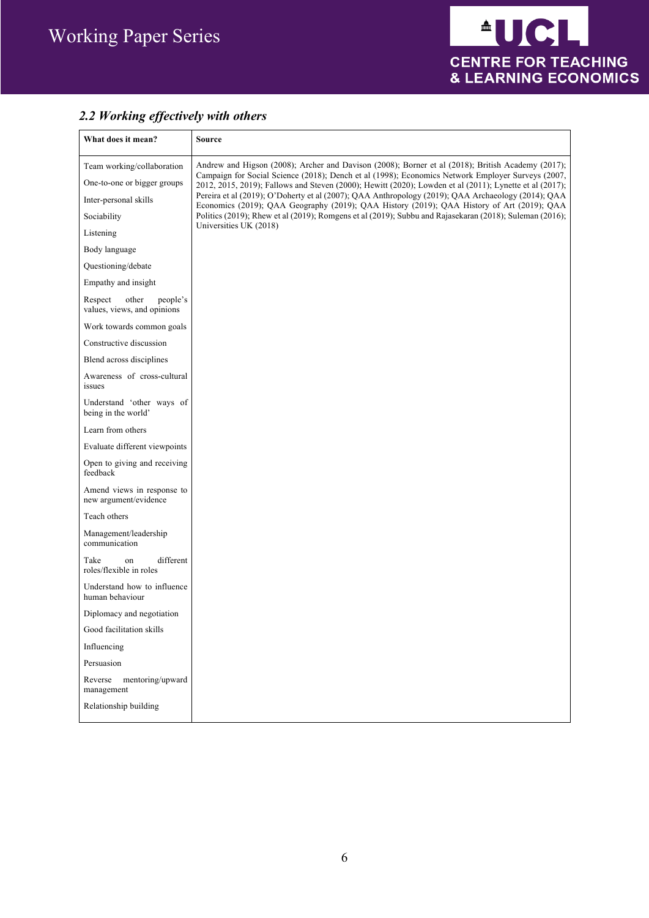### *2.2 Working effectively with others*

| What does it mean? | Source |
|---|---|
| Team working/collaboration<br>One-to-one or bigger groups<br>Inter-personal skills<br>Sociability<br>Listening<br>Body language<br>Questioning/debate<br>Empathy and insight<br>Respect other people's values, views, and opinions<br>Work towards common goals<br>Constructive discussion<br>Blend across disciplines<br>Awareness of cross-cultural issues<br>Understand 'other ways of being in the world'<br>Learn from others<br>Evaluate different viewpoints<br>Open to giving and receiving feedback<br>Amend views in response to new argument/evidence<br>Teach others<br>Management/leadership communication<br>Take on different roles/flexible in roles<br>Understand how to influence human behaviour<br>Diplomacy and negotiation<br>Good facilitation skills<br>Influencing<br>Persuasion<br>Reverse mentoring/upward management<br>Relationship building | Andrew and Higson (2008); Archer and Davison (2008); Borner et al (2018); British Academy (2017); Campaign for Social Science (2018); Dench et al (1998); Economics Network Employer Surveys (2007, 2012, 2015, 2019); Fallows and Steven (2000); Hewitt (2020); Lowden et al (2011); Lynette et al (2017); Pereira et al (2019); O'Doherty et al (2007); QAA Anthropology (2019); QAA Archaeology (2014); QAA Economics (2019); QAA Geography (2019); QAA History (2019); QAA History of Art (2019); QAA Politics (2019); Rhew et al (2019); Romgens et al (2019); Subbu and Rajasekaran (2018); Suleman (2016); Universities UK (2018) |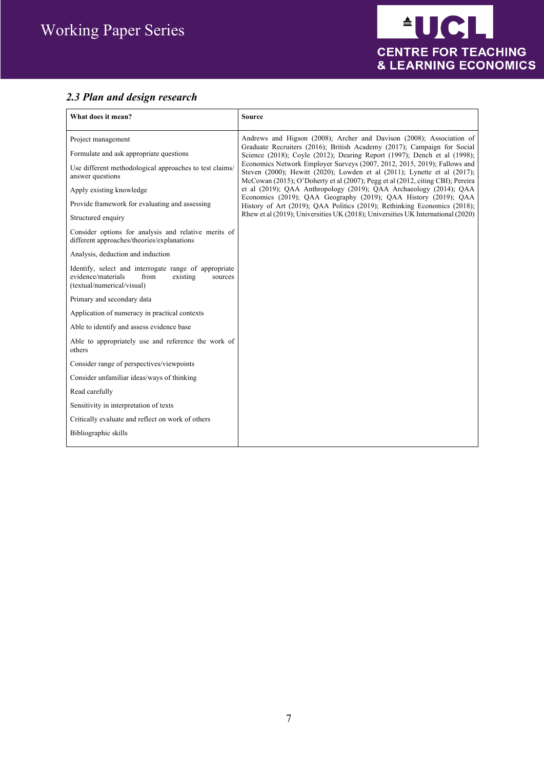### *2.3 Plan and design research*

| What does it mean? | Source |
|---|---|
| Project management<br>Formulate and ask appropriate questions<br>Use different methodological approaches to test claims/ answer questions<br>Apply existing knowledge<br>Provide framework for evaluating and assessing<br>Structured enquiry<br>Consider options for analysis and relative merits of different approaches/theories/explanations<br>Analysis, deduction and induction<br>Identify, select and interrogate range of appropriate evidence/materials from existing sources (textual/numerical/visual)<br>Primary and secondary data<br>Application of numeracy in practical contexts<br>Able to identify and assess evidence base<br>Able to appropriately use and reference the work of others<br>Consider range of perspectives/viewpoints<br>Consider unfamiliar ideas/ways of thinking<br>Read carefully<br>Sensitivity in interpretation of texts<br>Critically evaluate and reflect on work of others<br>Bibliographic skills | Andrews and Higson (2008); Archer and Davison (2008); Association of Graduate Recruiters (2016); British Academy (2017); Campaign for Social Science (2018); Coyle (2012); Dearing Report (1997); Dench et al (1998); Economics Network Employer Surveys (2007, 2012, 2015, 2019); Fallows and Steven (2000); Hewitt (2020); Lowden et al (2011); Lynette et al (2017); McCowan (2015); O'Doherty et al (2007); Pegg et al (2012, citing CBI); Pereira et al (2019); QAA Anthropology (2019); QAA Archaeology (2014); QAA Economics (2019); QAA Geography (2019); QAA History (2019); QAA History of Art (2019); QAA Politics (2019); Rethinking Economics (2018); Rhew et al (2019); Universities UK (2018); Universities UK International (2020) |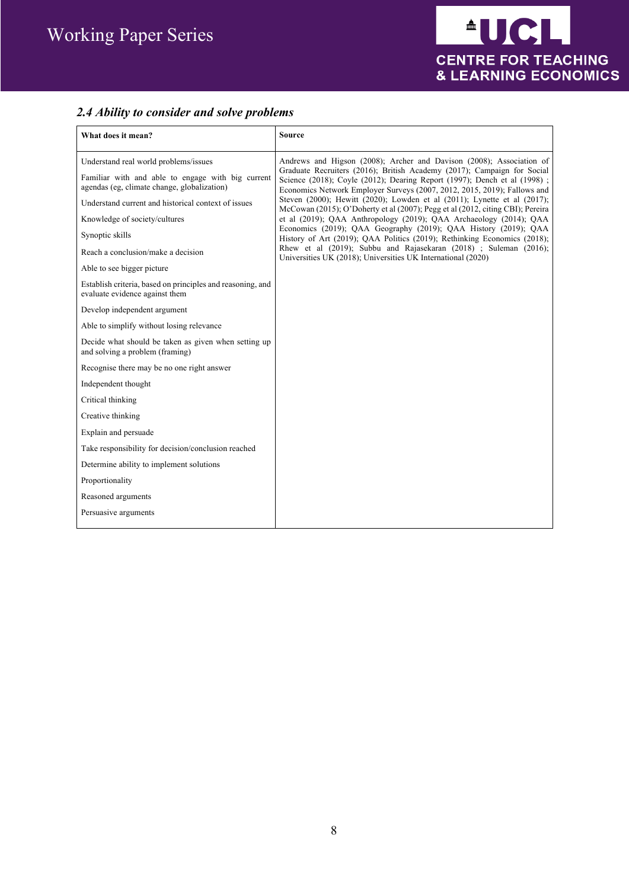### *2.4 Ability to consider and solve problems*

| What does it mean? | Source |
|---|---|
| Understand real world problems/issues<br><br>Familiar with and able to engage with big current agendas (eg, climate change, globalization)<br><br>Understand current and historical context of issues<br><br>Knowledge of society/cultures<br><br>Synoptic skills<br><br>Reach a conclusion/make a decision<br><br>Able to see bigger picture<br><br>Establish criteria, based on principles and reasoning, and evaluate evidence against them<br><br>Develop independent argument<br><br>Able to simplify without losing relevance<br><br>Decide what should be taken as given when setting up and solving a problem (framing)<br><br>Recognise there may be no one right answer<br><br>Independent thought<br><br>Critical thinking<br><br>Creative thinking<br><br>Explain and persuade<br><br>Take responsibility for decision/conclusion reached<br><br>Determine ability to implement solutions<br><br>Proportionality<br><br>Reasoned arguments<br><br>Persuasive arguments | Andrews and Higson (2008); Archer and Davison (2008); Association of Graduate Recruiters (2016); British Academy (2017); Campaign for Social Science (2018); Coyle (2012); Dearing Report (1997); Dench et al (1998) ; Economics Network Employer Surveys (2007, 2012, 2015, 2019); Fallows and Steven (2000); Hewitt (2020); Lowden et al (2011); Lynette et al (2017); McCowan (2015); O'Doherty et al (2007); Pegg et al (2012, citing CBI); Pereira et al (2019); QAA Anthropology (2019); QAA Archaeology (2014); QAA Economics (2019); QAA Geography (2019); QAA History (2019); QAA History of Art (2019); QAA Politics (2019); Rethinking Economics (2018); Rhew et al (2019); Subbu and Rajasekaran (2018) ; Suleman (2016); Universities UK (2018); Universities UK International (2020) |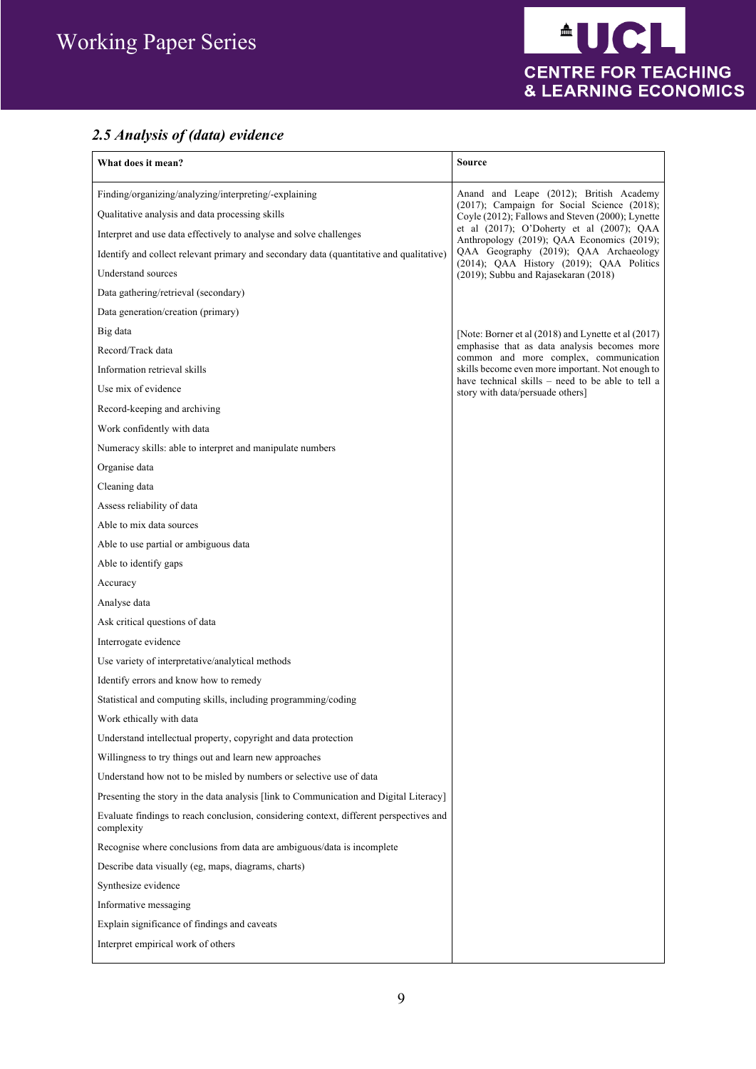### *2.5 Analysis of (data) evidence*

| What does it mean? | Source |
|---|---|
| Finding/organizing/analyzing/interpreting/-explaining<br>Qualitative analysis and data processing skills<br>Interpret and use data effectively to analyse and solve challenges<br>Identify and collect relevant primary and secondary data (quantitative and qualitative)<br>Understand sources<br>Data gathering/retrieval (secondary)<br>Data generation/creation (primary)<br>Big data<br>Record/Track data<br>Information retrieval skills<br>Use mix of evidence<br>Record-keeping and archiving<br>Work confidently with data<br>Numeracy skills: able to interpret and manipulate numbers<br>Organise data<br>Cleaning data<br>Assess reliability of data<br>Able to mix data sources<br>Able to use partial or ambiguous data<br>Able to identify gaps<br>Accuracy<br>Analyse data<br>Ask critical questions of data<br>Interrogate evidence<br>Use variety of interpretative/analytical methods<br>Identify errors and know how to remedy<br>Statistical and computing skills, including programming/coding<br>Work ethically with data<br>Understand intellectual property, copyright and data protection<br>Willingness to try things out and learn new approaches<br>Understand how not to be misled by numbers or selective use of data<br>Presenting the story in the data analysis [link to Communication and Digital Literacy]<br>Evaluate findings to reach conclusion, considering context, different perspectives and complexity<br>Recognise where conclusions from data are ambiguous/data is incomplete<br>Describe data visually (eg, maps, diagrams, charts)<br>Synthesize evidence<br>Informative messaging<br>Explain significance of findings and caveats<br>Interpret empirical work of others | Anand and Leape (2012); British Academy (2017); Campaign for Social Science (2018); Coyle (2012); Fallows and Steven (2000); Lynette et al (2017); O'Doherty et al (2007); QAA Anthropology (2019); QAA Economics (2019); QAA Geography (2019); QAA Archaeology (2014); QAA History (2019); QAA Politics (2019); Subbu and Rajasekaran (2018)<br><br>[Note: Borner et al (2018) and Lynette et al (2017) emphasise that as data analysis becomes more common and more complex, communication skills become even more important. Not enough to have technical skills – need to be able to tell a story with data/persuade others] |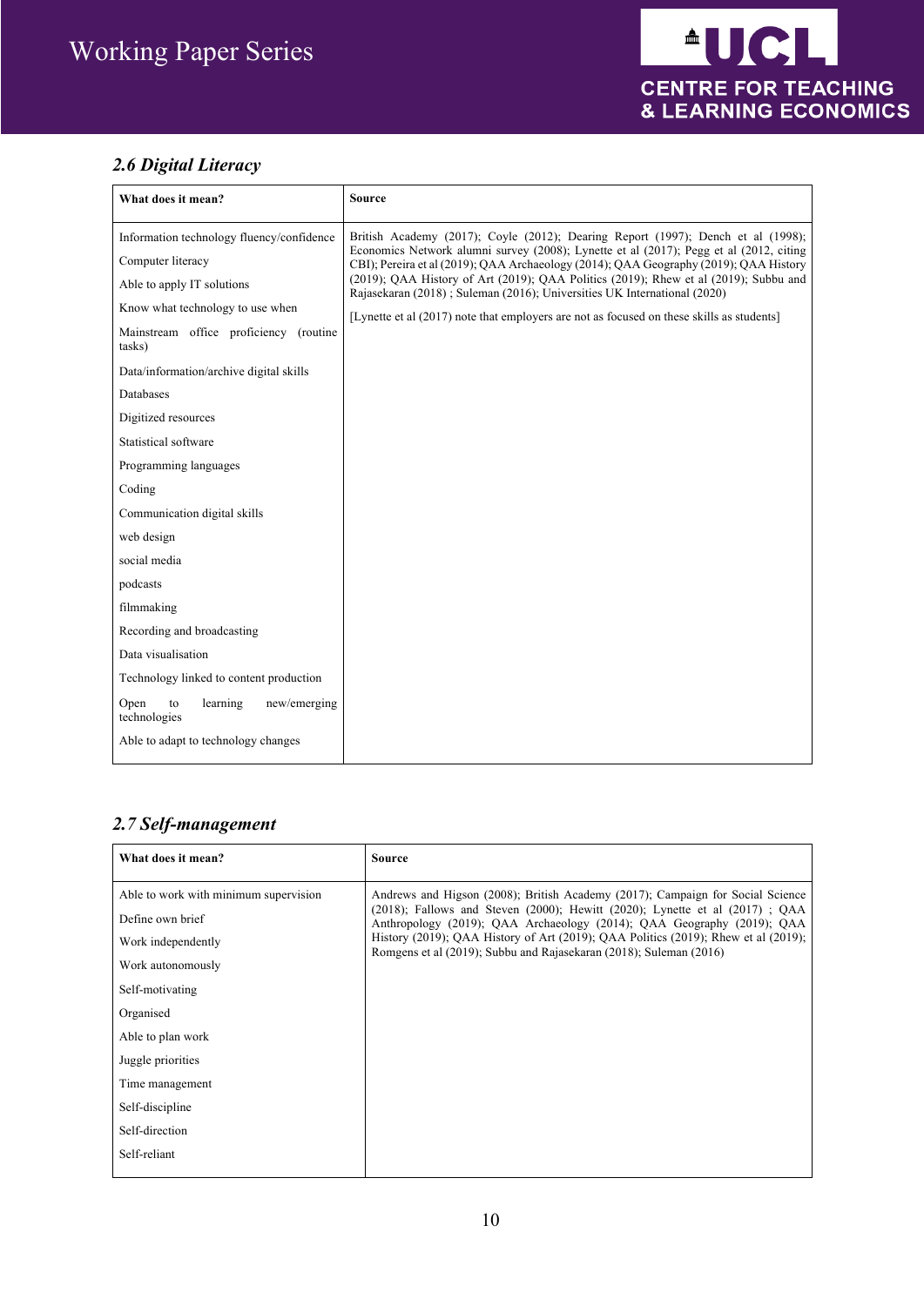### *2.6 Digital Literacy*

| What does it mean? | Source |
|---|---|
| Information technology fluency/confidence<br>Computer literacy<br>Able to apply IT solutions<br>Know what technology to use when<br>Mainstream office proficiency (routine tasks)<br>Data/information/archive digital skills<br>Databases<br>Digitized resources<br>Statistical software<br>Programming languages<br>Coding<br>Communication digital skills<br>web design<br>social media<br>podcasts<br>filmmaking<br>Recording and broadcasting<br>Data visualisation<br>Technology linked to content production<br>Open to learning new/emerging technologies<br>Able to adapt to technology changes | British Academy (2017); Coyle (2012); Dearing Report (1997); Dench et al (1998); Economics Network alumni survey (2008); Lynette et al (2017); Pegg et al (2012, citing CBI); Pereira et al (2019); QAA Archaeology (2014); QAA Geography (2019); QAA History (2019); QAA History of Art (2019); QAA Politics (2019); Rhew et al (2019); Subbu and Rajasekaran (2018) ; Suleman (2016); Universities UK International (2020)<br><br>[Lynette et al (2017) note that employers are not as focused on these skills as students] |

### *2.7 Self-management*

| What does it mean? | Source |
|---|---|
| Able to work with minimum supervision<br>Define own brief<br>Work independently<br>Work autonomously<br>Self-motivating<br>Organised<br>Able to plan work<br>Juggle priorities<br>Time management<br>Self-discipline<br>Self-direction<br>Self-reliant | Andrews and Higson (2008); British Academy (2017); Campaign for Social Science (2018); Fallows and Steven (2000); Hewitt (2020); Lynette et al (2017) ; QAA Anthropology (2019); QAA Archaeology (2014); QAA Geography (2019); QAA History (2019); QAA History of Art (2019); QAA Politics (2019); Rhew et al (2019); Romgens et al (2019); Subbu and Rajasekaran (2018); Suleman (2016) |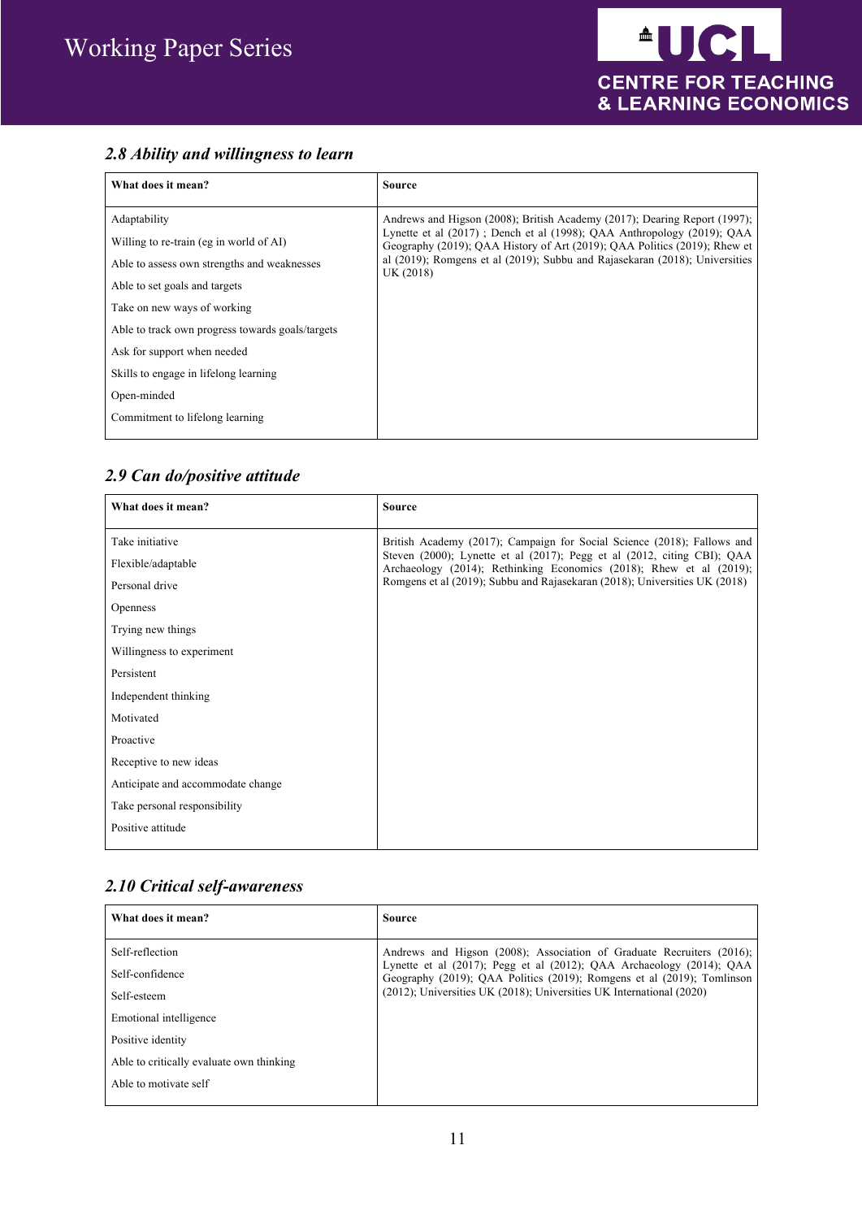### *2.8 Ability and willingness to learn*

| What does it mean? | Source |
|---|---|
| Adaptability<br>Willing to re-train (eg in world of AI)<br>Able to assess own strengths and weaknesses<br>Able to set goals and targets<br>Take on new ways of working<br>Able to track own progress towards goals/targets<br>Ask for support when needed<br>Skills to engage in lifelong learning<br>Open-minded<br>Commitment to lifelong learning | Andrews and Higson (2008); British Academy (2017); Dearing Report (1997); Lynette et al (2017) ; Dench et al (1998); QAA Anthropology (2019); QAA Geography (2019); QAA History of Art (2019); QAA Politics (2019); Rhew et al (2019); Romgens et al (2019); Subbu and Rajasekaran (2018); Universities UK (2018) |

### *2.9 Can do/positive attitude*

| What does it mean? | Source |
|---|---|
| Take initiative<br>Flexible/adaptable<br>Personal drive<br>Openness<br>Trying new things<br>Willingness to experiment<br>Persistent<br>Independent thinking<br>Motivated<br>Proactive<br>Receptive to new ideas<br>Anticipate and accommodate change<br>Take personal responsibility<br>Positive attitude | British Academy (2017); Campaign for Social Science (2018); Fallows and Steven (2000); Lynette et al (2017); Pegg et al (2012, citing CBI); QAA Archaeology (2014); Rethinking Economics (2018); Rhew et al (2019); Romgens et al (2019); Subbu and Rajasekaran (2018); Universities UK (2018) |

### *2.10 Critical self-awareness*

| What does it mean? | Source |
|---|---|
| Self-reflection<br>Self-confidence<br>Self-esteem<br>Emotional intelligence<br>Positive identity<br>Able to critically evaluate own thinking<br>Able to motivate self | Andrews and Higson (2008); Association of Graduate Recruiters (2016); Lynette et al (2017); Pegg et al (2012); QAA Archaeology (2014); QAA Geography (2019); QAA Politics (2019); Romgens et al (2019); Tomlinson (2012); Universities UK (2018); Universities UK International (2020) |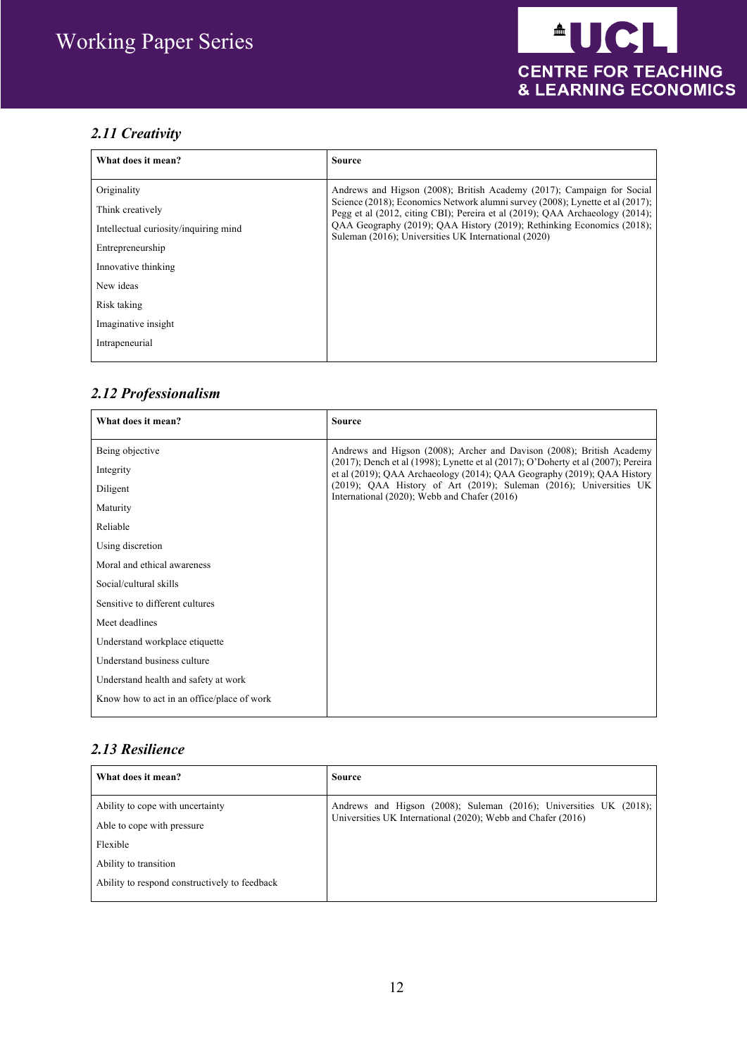### *2.11 Creativity*

| What does it mean? | Source |
|---|---|
| Originality<br>Think creatively<br>Intellectual curiosity/inquiring mind<br>Entrepreneurship<br>Innovative thinking<br>New ideas<br>Risk taking<br>Imaginative insight<br>Intrapeneurial | Andrews and Higson (2008); British Academy (2017); Campaign for Social Science (2018); Economics Network alumni survey (2008); Lynette et al (2017); Pegg et al (2012, citing CBI); Pereira et al (2019); QAA Archaeology (2014); QAA Geography (2019); QAA History (2019); Rethinking Economics (2018); Suleman (2016); Universities UK International (2020) |

### *2.12 Professionalism*

| What does it mean? | Source |
|---|---|
| Being objective<br>Integrity<br>Diligent<br>Maturity<br>Reliable<br>Using discretion<br>Moral and ethical awareness<br>Social/cultural skills<br>Sensitive to different cultures<br>Meet deadlines<br>Understand workplace etiquette<br>Understand business culture<br>Understand health and safety at work<br>Know how to act in an office/place of work | Andrews and Higson (2008); Archer and Davison (2008); British Academy (2017); Dench et al (1998); Lynette et al (2017); O'Doherty et al (2007); Pereira et al (2019); QAA Archaeology (2014); QAA Geography (2019); QAA History (2019); QAA History of Art (2019); Suleman (2016); Universities UK International (2020); Webb and Chafer (2016) |

### *2.13 Resilience*

| What does it mean? | Source |
|---|---|
| Ability to cope with uncertainty<br>Able to cope with pressure<br>Flexible<br>Ability to transition<br>Ability to respond constructively to feedback | Andrews and Higson (2008); Suleman (2016); Universities UK (2018); Universities UK International (2020); Webb and Chafer (2016) |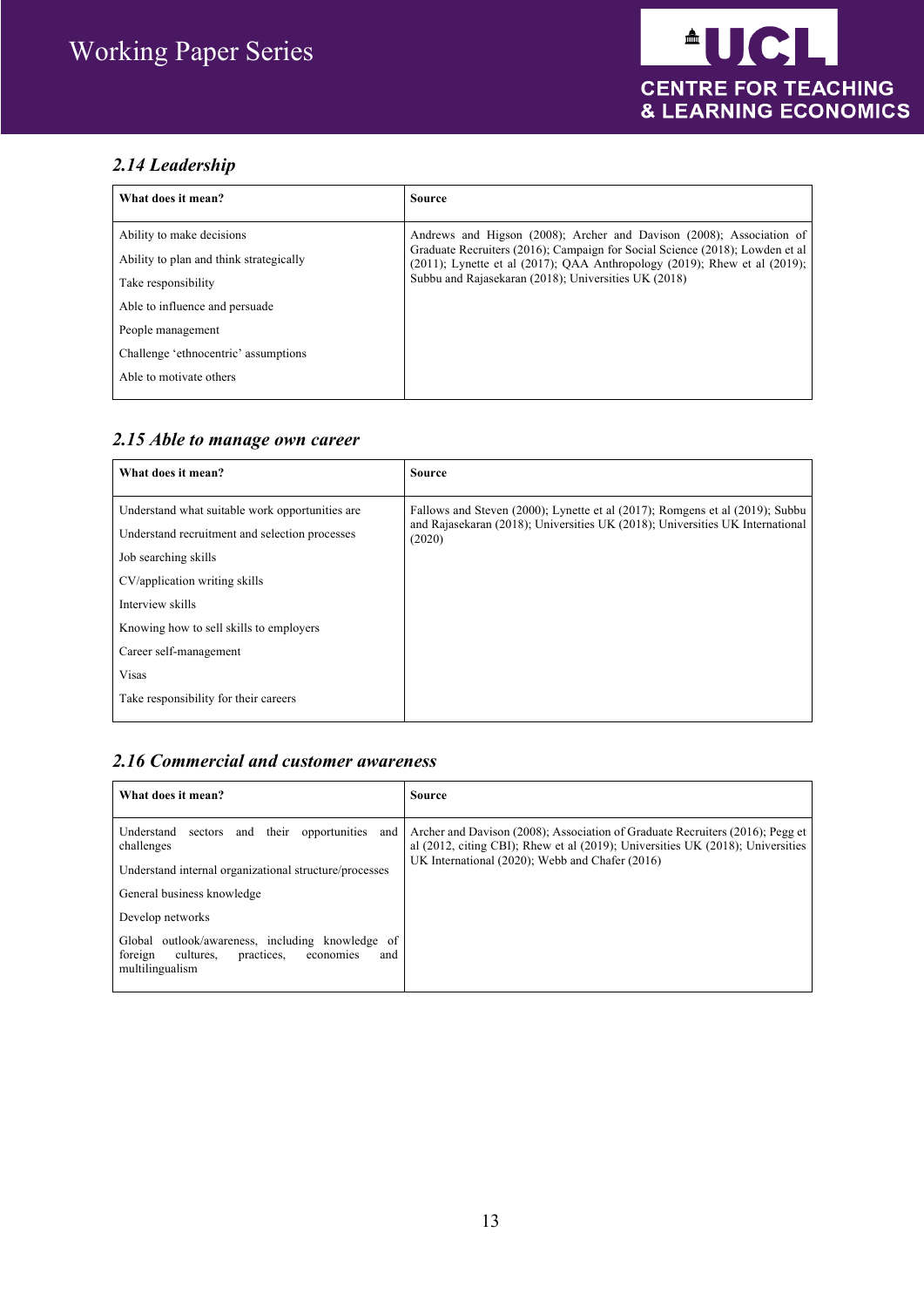### *2.14 Leadership*

| What does it mean? | Source |
|---|---|
| Ability to make decisions<br>Ability to plan and think strategically<br>Take responsibility<br>Able to influence and persuade<br>People management<br>Challenge 'ethnocentric' assumptions<br>Able to motivate others | Andrews and Higson (2008); Archer and Davison (2008); Association of Graduate Recruiters (2016); Campaign for Social Science (2018); Lowden et al (2011); Lynette et al (2017); QAA Anthropology (2019); Rhew et al (2019); Subbu and Rajasekaran (2018); Universities UK (2018) |

### *2.15 Able to manage own career*

| What does it mean? | Source |
|---|---|
| Understand what suitable work opportunities are<br>Understand recruitment and selection processes<br>Job searching skills<br>CV/application writing skills<br>Interview skills<br>Knowing how to sell skills to employers<br>Career self-management<br>Visas<br>Take responsibility for their careers | Fallows and Steven (2000); Lynette et al (2017); Romgens et al (2019); Subbu and Rajasekaran (2018); Universities UK (2018); Universities UK International (2020) |

### *2.16 Commercial and customer awareness*

| What does it mean? | Source |
|---|---|
| Understand sectors and their opportunities and challenges<br>Understand internal organizational structure/processes<br>General business knowledge<br>Develop networks<br>Global outlook/awareness, including knowledge of foreign cultures, practices, economies and multilingualism | Archer and Davison (2008); Association of Graduate Recruiters (2016); Pegg et al (2012, citing CBI); Rhew et al (2019); Universities UK (2018); Universities UK International (2020); Webb and Chafer (2016) |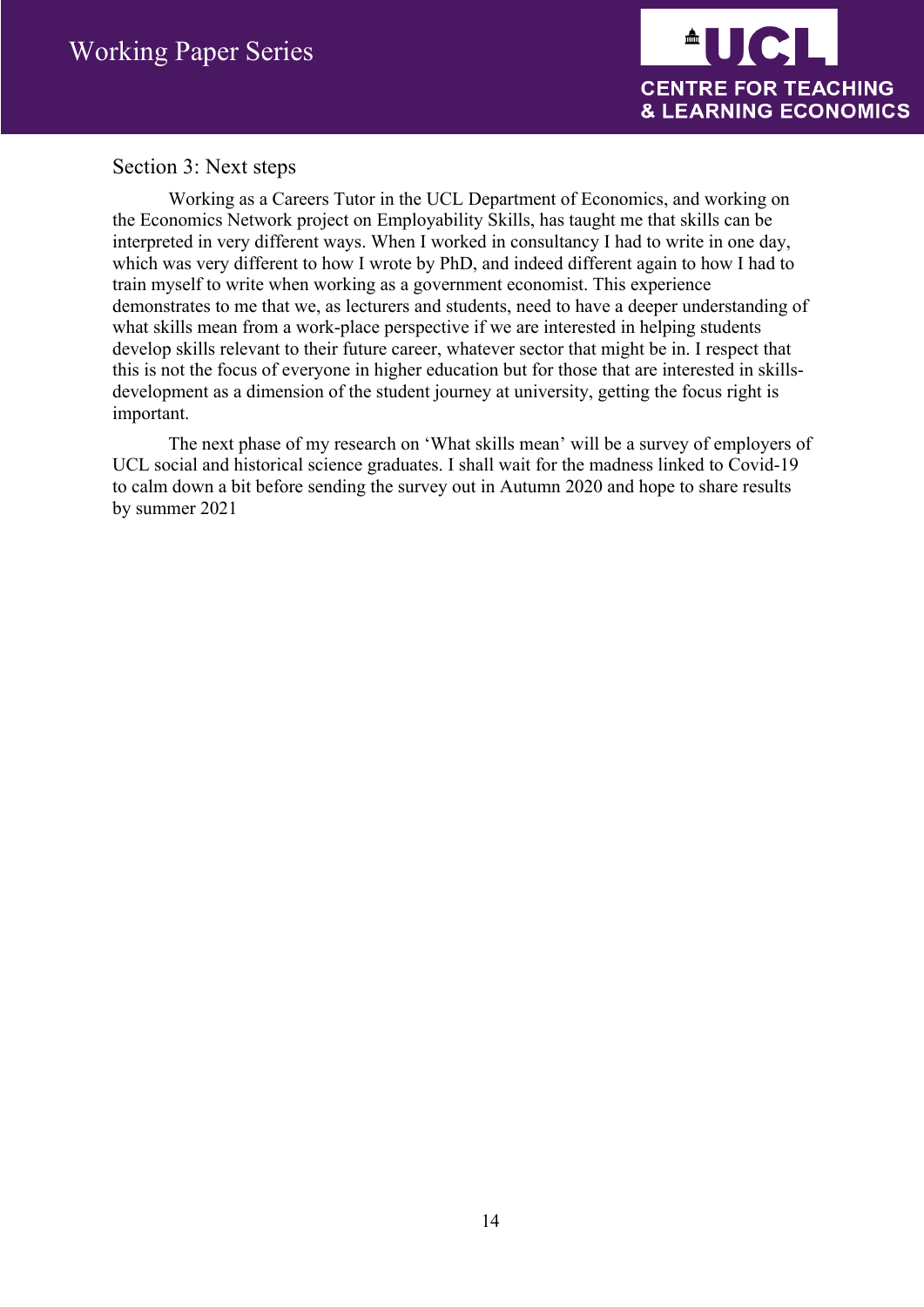## Section 3: Next steps

Working as a Careers Tutor in the UCL Department of Economics, and working on the Economics Network project on Employability Skills, has taught me that skills can be interpreted in very different ways. When I worked in consultancy I had to write in one day, which was very different to how I wrote by PhD, and indeed different again to how I had to train myself to write when working as a government economist. This experience demonstrates to me that we, as lecturers and students, need to have a deeper understanding of what skills mean from a work-place perspective if we are interested in helping students develop skills relevant to their future career, whatever sector that might be in. I respect that this is not the focus of everyone in higher education but for those that are interested in skills-development as a dimension of the student journey at university, getting the focus right is important.

The next phase of my research on 'What skills mean' will be a survey of employers of UCL social and historical science graduates. I shall wait for the madness linked to Covid-19 to calm down a bit before sending the survey out in Autumn 2020 and hope to share results by summer 2021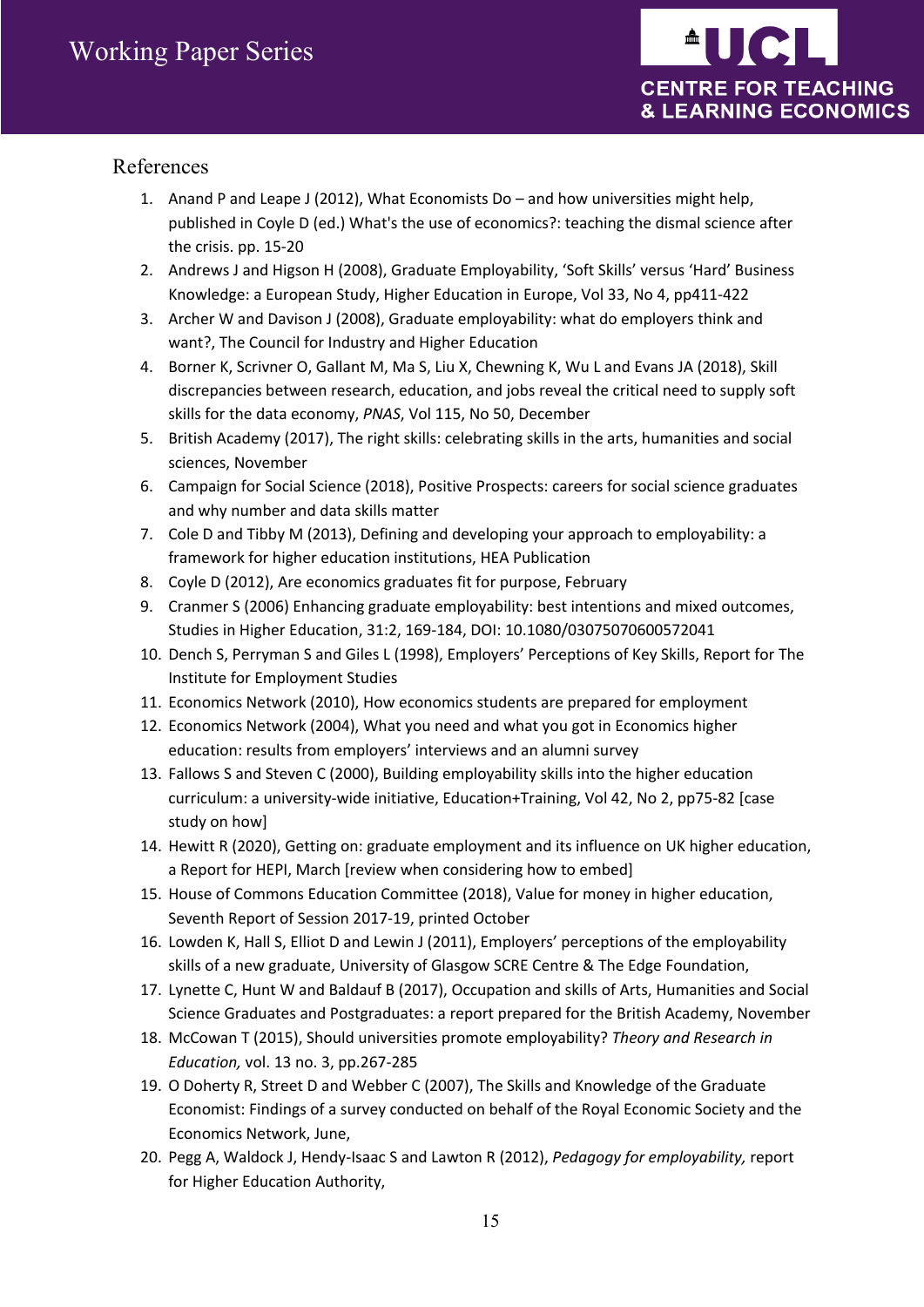## References

1. Anand P and Leape J (2012), What Economists Do – and how universities might help, published in Coyle D (ed.) What's the use of economics?: teaching the dismal science after the crisis. pp. 15-20
2. Andrews J and Higson H (2008), Graduate Employability, 'Soft Skills' versus 'Hard' Business Knowledge: a European Study, Higher Education in Europe, Vol 33, No 4, pp411-422
3. Archer W and Davison J (2008), Graduate employability: what do employers think and want?, The Council for Industry and Higher Education
4. Borner K, Scrivner O, Gallant M, Ma S, Liu X, Chewning K, Wu L and Evans JA (2018), Skill discrepancies between research, education, and jobs reveal the critical need to supply soft skills for the data economy, *PNAS*, Vol 115, No 50, December
5. British Academy (2017), The right skills: celebrating skills in the arts, humanities and social sciences, November
6. Campaign for Social Science (2018), Positive Prospects: careers for social science graduates and why number and data skills matter
7. Cole D and Tibby M (2013), Defining and developing your approach to employability: a framework for higher education institutions, HEA Publication
8. Coyle D (2012), Are economics graduates fit for purpose, February
9. Cranmer S (2006) Enhancing graduate employability: best intentions and mixed outcomes, Studies in Higher Education, 31:2, 169-184, DOI: 10.1080/03075070600572041
10. Dench S, Perryman S and Giles L (1998), Employers' Perceptions of Key Skills, Report for The Institute for Employment Studies
11. Economics Network (2010), How economics students are prepared for employment
12. Economics Network (2004), What you need and what you got in Economics higher education: results from employers' interviews and an alumni survey
13. Fallows S and Steven C (2000), Building employability skills into the higher education curriculum: a university-wide initiative, Education+Training, Vol 42, No 2, pp75-82 [case study on how]
14. Hewitt R (2020), Getting on: graduate employment and its influence on UK higher education, a Report for HEPI, March [review when considering how to embed]
15. House of Commons Education Committee (2018), Value for money in higher education, Seventh Report of Session 2017-19, printed October
16. Lowden K, Hall S, Elliot D and Lewin J (2011), Employers' perceptions of the employability skills of a new graduate, University of Glasgow SCRE Centre & The Edge Foundation,
17. Lynette C, Hunt W and Baldauf B (2017), Occupation and skills of Arts, Humanities and Social Science Graduates and Postgraduates: a report prepared for the British Academy, November
18. McCowan T (2015), Should universities promote employability? *Theory and Research in Education,* vol. 13 no. 3, pp.267-285
19. O Doherty R, Street D and Webber C (2007), The Skills and Knowledge of the Graduate Economist: Findings of a survey conducted on behalf of the Royal Economic Society and the Economics Network, June,
20. Pegg A, Waldock J, Hendy-Isaac S and Lawton R (2012), *Pedagogy for employability,* report for Higher Education Authority,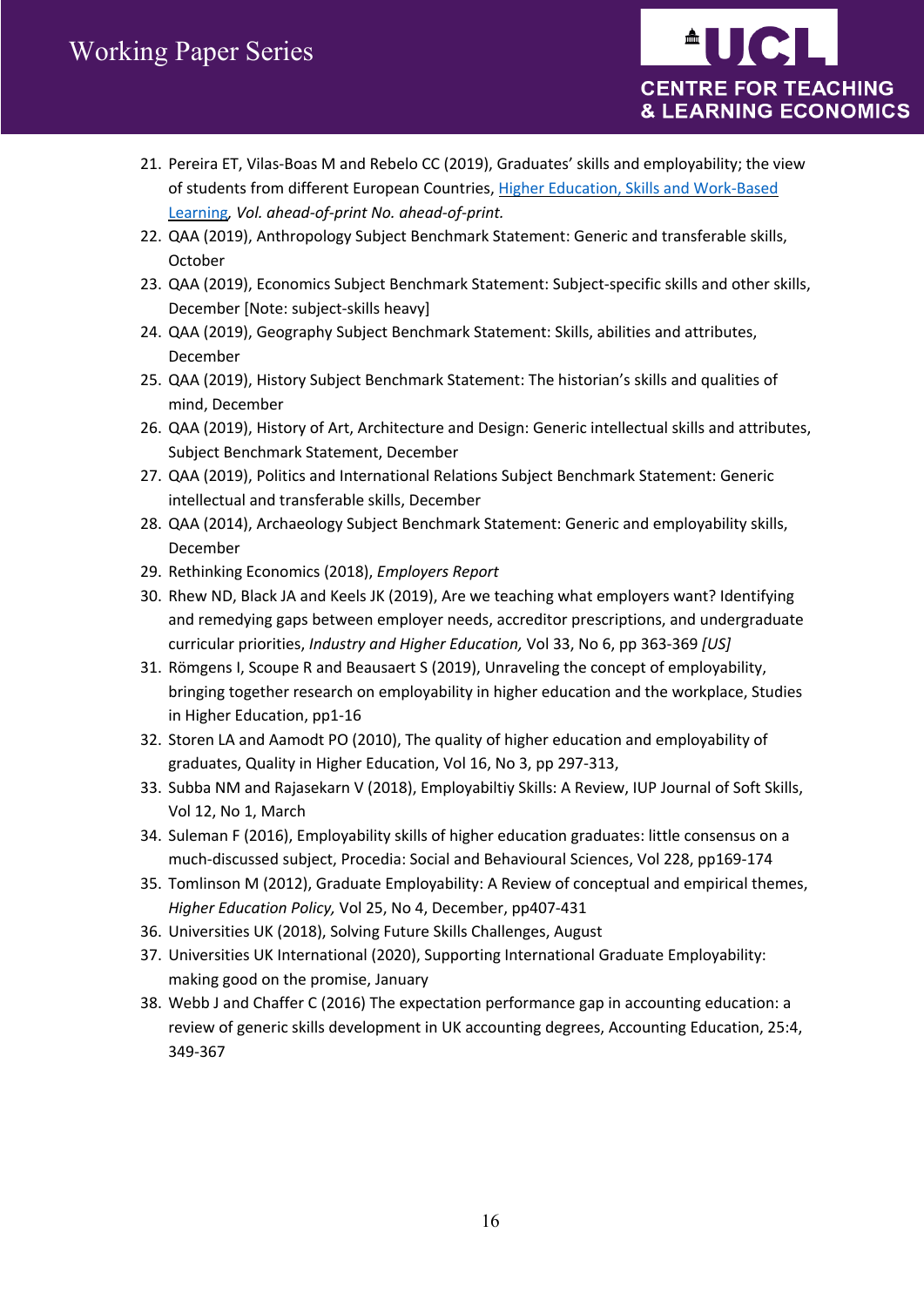21. Pereira ET, Vilas-Boas M and Rebelo CC (2019), Graduates' skills and employability; the view of students from different European Countries, Higher Education, Skills and Work-Based Learning, *Vol. ahead-of-print No. ahead-of-print.*
22. QAA (2019), Anthropology Subject Benchmark Statement: Generic and transferable skills, October
23. QAA (2019), Economics Subject Benchmark Statement: Subject-specific skills and other skills, December [Note: subject-skills heavy]
24. QAA (2019), Geography Subject Benchmark Statement: Skills, abilities and attributes, December
25. QAA (2019), History Subject Benchmark Statement: The historian's skills and qualities of mind, December
26. QAA (2019), History of Art, Architecture and Design: Generic intellectual skills and attributes, Subject Benchmark Statement, December
27. QAA (2019), Politics and International Relations Subject Benchmark Statement: Generic intellectual and transferable skills, December
28. QAA (2014), Archaeology Subject Benchmark Statement: Generic and employability skills, December
29. Rethinking Economics (2018), *Employers Report*
30. Rhew ND, Black JA and Keels JK (2019), Are we teaching what employers want? Identifying and remedying gaps between employer needs, accreditor prescriptions, and undergraduate curricular priorities, *Industry and Higher Education,* Vol 33, No 6, pp 363-369 *[US]*
31. Römgens I, Scoupe R and Beausaert S (2019), Unraveling the concept of employability, bringing together research on employability in higher education and the workplace, Studies in Higher Education, pp1-16
32. Storen LA and Aamodt PO (2010), The quality of higher education and employability of graduates, Quality in Higher Education, Vol 16, No 3, pp 297-313,
33. Subba NM and Rajasekarn V (2018), Employabiltiy Skills: A Review, IUP Journal of Soft Skills, Vol 12, No 1, March
34. Suleman F (2016), Employability skills of higher education graduates: little consensus on a much-discussed subject, Procedia: Social and Behavioural Sciences, Vol 228, pp169-174
35. Tomlinson M (2012), Graduate Employability: A Review of conceptual and empirical themes, *Higher Education Policy,* Vol 25, No 4, December, pp407-431
36. Universities UK (2018), Solving Future Skills Challenges, August
37. Universities UK International (2020), Supporting International Graduate Employability: making good on the promise, January
38. Webb J and Chaffer C (2016) The expectation performance gap in accounting education: a review of generic skills development in UK accounting degrees, Accounting Education, 25:4, 349-367